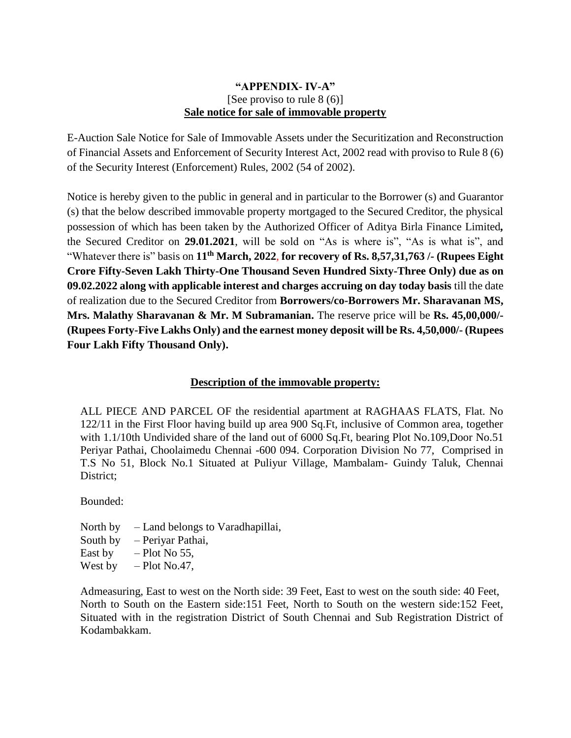**“APPENDIX- IV-A”**

[See proviso to rule 8 (6)]

**Sale notice for sale of immovable property**

E-Auction Sale Notice for Sale of Immovable Assets under the Securitization and Reconstruction of Financial Assets and Enforcement of Security Interest Act, 2002 read with proviso to Rule 8 (6) of the Security Interest (Enforcement) Rules, 2002 (54 of 2002).

Notice is hereby given to the public in general and in particular to the Borrower (s) and Guarantor (s) that the below described immovable property mortgaged to the Secured Creditor, the physical possession of which has been taken by the Authorized Officer of Aditya Birla Finance Limited**,** the Secured Creditor on **29.01.2021**, will be sold on “As is where is”, “As is what is”, and “Whatever there is” basis on **11th March, 2022**, **for recovery of Rs. 8,57,31,763 /- (Rupees Eight Crore Fifty-Seven Lakh Thirty-One Thousand Seven Hundred Sixty-Three Only) due as on 09.02.2022 along with applicable interest and charges accruing on day today basis** till the date of realization due to the Secured Creditor from **Borrowers/co-Borrowers Mr. Sharavanan MS, Mrs. Malathy Sharavanan & Mr. M Subramanian.** The reserve price will be **Rs. 45,00,000/- (Rupees Forty-Five Lakhs Only) and the earnest money deposit will be Rs. 4,50,000/- (Rupees Four Lakh Fifty Thousand Only).**

**Description of the immovable property:**

ALL PIECE AND PARCEL OF the residential apartment at RAGHAAS FLATS, Flat. No 122/11 in the First Floor having build up area 900 Sq.Ft, inclusive of Common area, together with 1.1/10th Undivided share of the land out of 6000 Sq.Ft, bearing Plot No.109,Door No.51 Periyar Pathai, Choolaimedu Chennai -600 094. Corporation Division No 77, Comprised in T.S No 51, Block No.1 Situated at Puliyur Village, Mambalam- Guindy Taluk, Chennai District;

Bounded:

North by – Land belongs to Varadhapillai,
South by – Periyar Pathai,
East by – Plot No 55,
West by – Plot No.47,

Admeasuring, East to west on the North side: 39 Feet, East to west on the south side: 40 Feet, North to South on the Eastern side:151 Feet, North to South on the western side:152 Feet, Situated with in the registration District of South Chennai and Sub Registration District of Kodambakkam.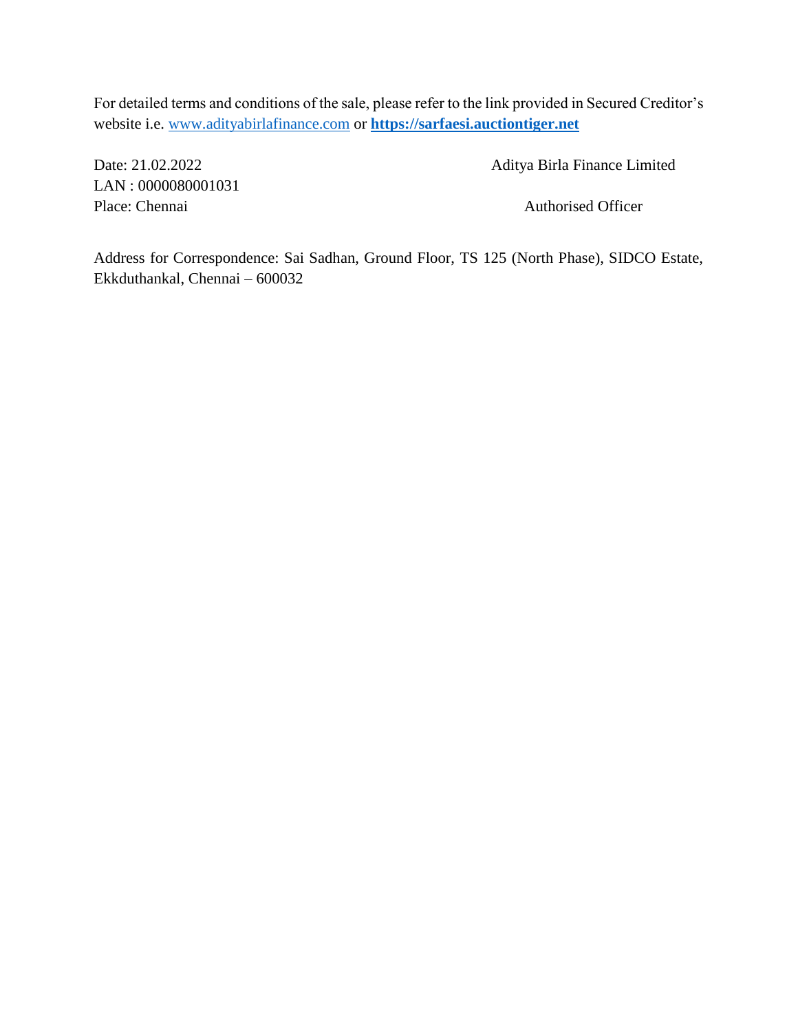For detailed terms and conditions of the sale, please refer to the link provided in Secured Creditor's website i.e. www.adityabirlafinance.com or **https://sarfaesi.auctiontiger.net**

Date: 21.02.2022 Aditya Birla Finance Limited
LAN : 0000080001031
Place: Chennai Authorised Officer

Address for Correspondence: Sai Sadhan, Ground Floor, TS 125 (North Phase), SIDCO Estate, Ekkduthankal, Chennai – 600032